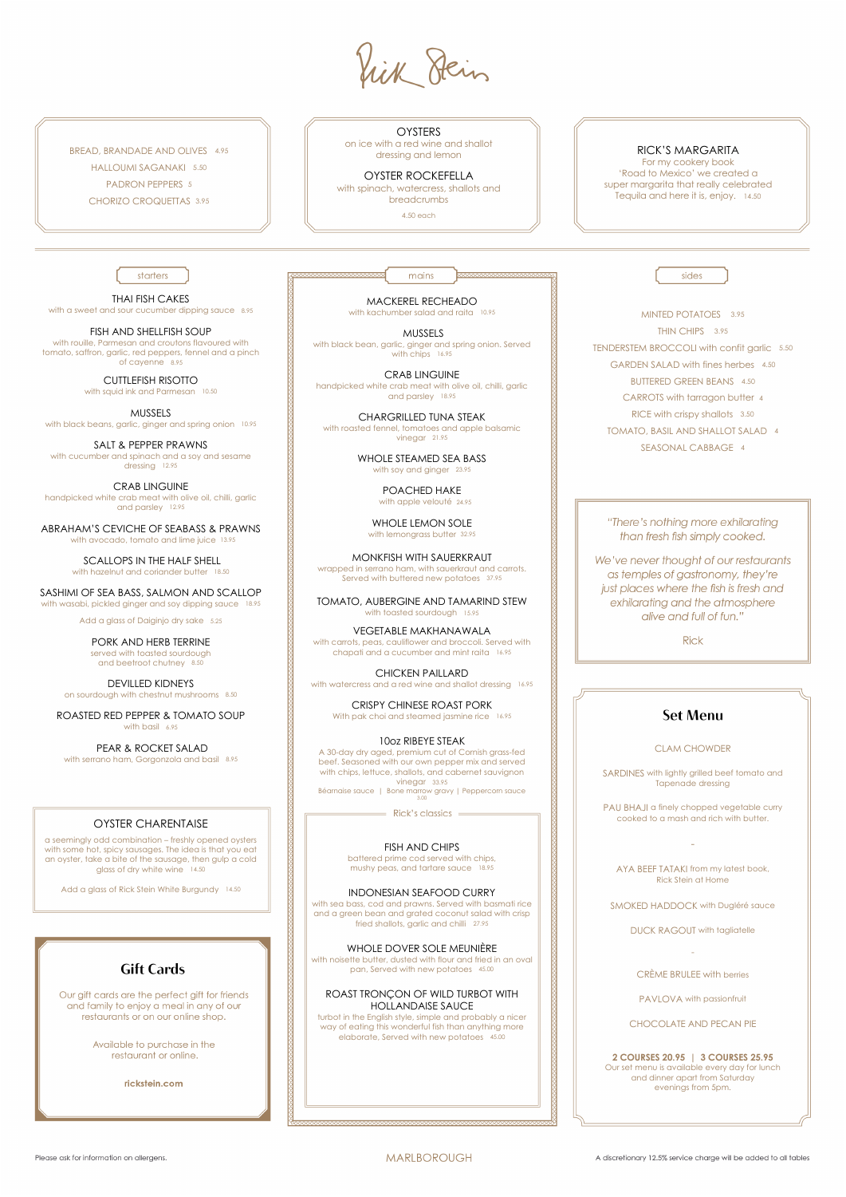# Rick Stein

BREAD, BRANDADE AND OLIVES 4.95

HALLOUMI SAGANAKI 5.50

PADRON PEPPERS 5

CHORIZO CROQUETTAS 3.95

OYSTERS
on ice with a red wine and shallot dressing and lemon

OYSTER ROCKEFELLA
with spinach, watercress, shallots and breadcrumbs

4.50 each

RICK'S MARGARITA
For my cookery book 'Road to Mexico' we created a super margarita that really celebrated Tequila and here it is, enjoy. 14.50

## starters

THAI FISH CAKES
with a sweet and sour cucumber dipping sauce 8.95

FISH AND SHELLFISH SOUP
with rouille, Parmesan and croutons flavoured with tomato, saffron, garlic, red peppers, fennel and a pinch of cayenne 8.95

CUTTLEFISH RISOTTO
with squid ink and Parmesan 10.50

MUSSELS
with black beans, garlic, ginger and spring onion 10.95

SALT & PEPPER PRAWNS
with cucumber and spinach and a soy and sesame dressing 12.95

CRAB LINGUINE
handpicked white crab meat with olive oil, chilli, garlic and parsley 12.95

ABRAHAM'S CEVICHE OF SEABASS & PRAWNS
with avocado, tomato and lime juice 13.95

SCALLOPS IN THE HALF SHELL
with hazelnut and coriander butter 18.50

SASHIMI OF SEA BASS, SALMON AND SCALLOP
with wasabi, pickled ginger and soy dipping sauce 18.95

Add a glass of Daiginjo dry sake 5.25

PORK AND HERB TERRINE
served with toasted sourdough and beetroot chutney 8.50

DEVILLED KIDNEYS
on sourdough with chestnut mushrooms 8.50

ROASTED RED PEPPER & TOMATO SOUP
with basil 6.95

PEAR & ROCKET SALAD
with serrano ham, Gorgonzola and basil 8.95

### OYSTER CHARENTAISE

a seemingly odd combination – freshly opened oysters with some hot, spicy sausages. The idea is that you eat an oyster, take a bite of the sausage, then gulp a cold glass of dry white wine 14.50

Add a glass of Rick Stein White Burgundy 14.50

### Gift Cards

Our gift cards are the perfect gift for friends and family to enjoy a meal in any of our restaurants or on our online shop.

Available to purchase in the restaurant or online.

**rickstein.com**

## mains

MACKEREL RECHEADO
with kachumber salad and raita 10.95

MUSSELS
with black bean, garlic, ginger and spring onion. Served with chips 16.95

CRAB LINGUINE
handpicked white crab meat with olive oil, chilli, garlic and parsley 18.95

CHARGRILLED TUNA STEAK
with roasted fennel, tomatoes and apple balsamic vinegar 21.95

WHOLE STEAMED SEA BASS
with soy and ginger 23.95

POACHED HAKE
with apple velouté 24.95

WHOLE LEMON SOLE
with lemongrass butter 32.95

MONKFISH WITH SAUERKRAUT
wrapped in serrano ham, with sauerkraut and carrots. Served with buttered new potatoes 37.95

TOMATO, AUBERGINE AND TAMARIND STEW
with toasted sourdough 15.95

VEGETABLE MAKHANAWALA
with carrots, peas, cauliflower and broccoli. Served with chapati and a cucumber and mint raita 16.95

CHICKEN PAILLARD
with watercress and a red wine and shallot dressing 16.95

CRISPY CHINESE ROAST PORK
With pak choi and steamed jasmine rice 16.95

10oz RIBEYE STEAK
A 30-day dry aged, premium cut of Cornish grass-fed beef. Seasoned with our own pepper mix and served with chips, lettuce, shallots, and cabernet sauvignon vinegar 33.95

Béarnaise sauce | Bone marrow gravy | Peppercorn sauce 3.00

### Rick's classics

FISH AND CHIPS
battered prime cod served with chips, mushy peas, and tartare sauce 18.95

INDONESIAN SEAFOOD CURRY
with sea bass, cod and prawns. Served with basmati rice and a green bean and grated coconut salad with crisp fried shallots, garlic and chilli 27.95

WHOLE DOVER SOLE MEUNIÈRE
with noisette butter, dusted with flour and fried in an oval pan. Served with new potatoes 45.00

ROAST TRONÇON OF WILD TURBOT WITH HOLLANDAISE SAUCE
turbot in the English style, simple and probably a nicer way of eating this wonderful fish than anything more elaborate. Served with new potatoes 45.00

## sides

MINTED POTATOES 3.95

THIN CHIPS 3.95

TENDERSTEM BROCCOLI with confit garlic 5.50

GARDEN SALAD with fines herbes 4.50

BUTTERED GREEN BEANS 4.50

CARROTS with tarragon butter 4

RICE with crispy shallots 3.50

TOMATO, BASIL AND SHALLOT SALAD 4

SEASONAL CABBAGE 4

*"There's nothing more exhilarating than fresh fish simply cooked.*

*We've never thought of our restaurants as temples of gastronomy, they're just places where the fish is fresh and exhilarating and the atmosphere alive and full of fun."*

Rick

## Set Menu

CLAM CHOWDER

SARDINES with lightly grilled beef tomato and Tapenade dressing

PAU BHAJI a finely chopped vegetable curry cooked to a mash and rich with butter.

-

AYA BEEF TATAKI from my latest book, Rick Stein at Home

SMOKED HADDOCK with Dugléré sauce

DUCK RAGOUT with tagliatelle

-

CRÈME BRULEE with berries

PAVLOVA with passionfruit

CHOCOLATE AND PECAN PIE

**2 COURSES 20.95 | 3 COURSES 25.95**

Our set menu is available every day for lunch and dinner apart from Saturday evenings from 5pm.

Please ask for information on allergens.

MARLBOROUGH

A discretionary 12.5% service charge will be added to all tables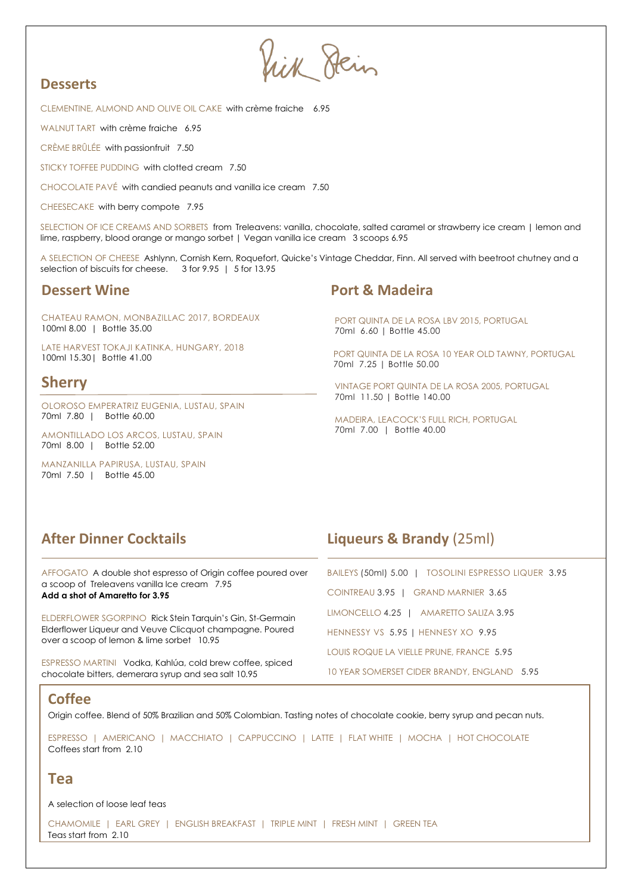Rick Stein

## Desserts

CLEMENTINE, ALMOND AND OLIVE OIL CAKE with crème fraiche 6.95

WALNUT TART with crème fraiche 6.95

CRÈME BRÛLÉE with passionfruit 7.50

STICKY TOFFEE PUDDING with clotted cream 7.50

CHOCOLATE PAVÉ with candied peanuts and vanilla ice cream 7.50

CHEESECAKE with berry compote 7.95

SELECTION OF ICE CREAMS AND SORBETS from Treleavens: vanilla, chocolate, salted caramel or strawberry ice cream | lemon and lime, raspberry, blood orange or mango sorbet | Vegan vanilla ice cream 3 scoops 6.95

A SELECTION OF CHEESE Ashlynn, Cornish Kern, Roquefort, Quicke's Vintage Cheddar, Finn. All served with beetroot chutney and a selection of biscuits for cheese. 3 for 9.95 | 5 for 13.95

## Dessert Wine

CHATEAU RAMON, MONBAZILLAC 2017, BORDEAUX
100ml 8.00 | Bottle 35.00

LATE HARVEST TOKAJI KATINKA, HUNGARY, 2018
100ml 15.30| Bottle 41.00

## Sherry

OLOROSO EMPERATRIZ EUGENIA, LUSTAU, SPAIN
70ml 7.80 | Bottle 60.00

AMONTILLADO LOS ARCOS, LUSTAU, SPAIN
70ml 8.00 | Bottle 52.00

MANZANILLA PAPIRUSA, LUSTAU, SPAIN
70ml 7.50 | Bottle 45.00

## Port & Madeira

PORT QUINTA DE LA ROSA LBV 2015, PORTUGAL
70ml 6.60 | Bottle 45.00

PORT QUINTA DE LA ROSA 10 YEAR OLD TAWNY, PORTUGAL
70ml 7.25 | Bottle 50.00

VINTAGE PORT QUINTA DE LA ROSA 2005, PORTUGAL
70ml 11.50 | Bottle 140.00

MADEIRA, LEACOCK'S FULL RICH, PORTUGAL
70ml 7.00 | Bottle 40.00

## After Dinner Cocktails

AFFOGATO A double shot espresso of Origin coffee poured over a scoop of Treleavens vanilla Ice cream 7.95
**Add a shot of Amaretto for 3.95**

ELDERFLOWER SGORPINO Rick Stein Tarquin's Gin, St-Germain Elderflower Liqueur and Veuve Clicquot champagne. Poured over a scoop of lemon & lime sorbet 10.95

ESPRESSO MARTINI Vodka, Kahlúa, cold brew coffee, spiced chocolate bitters, demerara syrup and sea salt 10.95

## Liqueurs & Brandy (25ml)

BAILEYS (50ml) 5.00 | TOSOLINI ESPRESSO LIQUER 3.95

COINTREAU 3.95 | GRAND MARNIER 3.65

LIMONCELLO 4.25 | AMARETTO SALIZA 3.95

HENNESSY VS 5.95 | HENNESY XO 9.95

LOUIS ROQUE LA VIELLE PRUNE, FRANCE 5.95

10 YEAR SOMERSET CIDER BRANDY, ENGLAND 5.95

## Coffee

Origin coffee. Blend of 50% Brazilian and 50% Colombian. Tasting notes of chocolate cookie, berry syrup and pecan nuts.

ESPRESSO | AMERICANO | MACCHIATO | CAPPUCCINO | LATTE | FLAT WHITE | MOCHA | HOT CHOCOLATE
Coffees start from 2.10

## Tea

A selection of loose leaf teas

CHAMOMILE | EARL GREY | ENGLISH BREAKFAST | TRIPLE MINT | FRESH MINT | GREEN TEA
Teas start from 2.10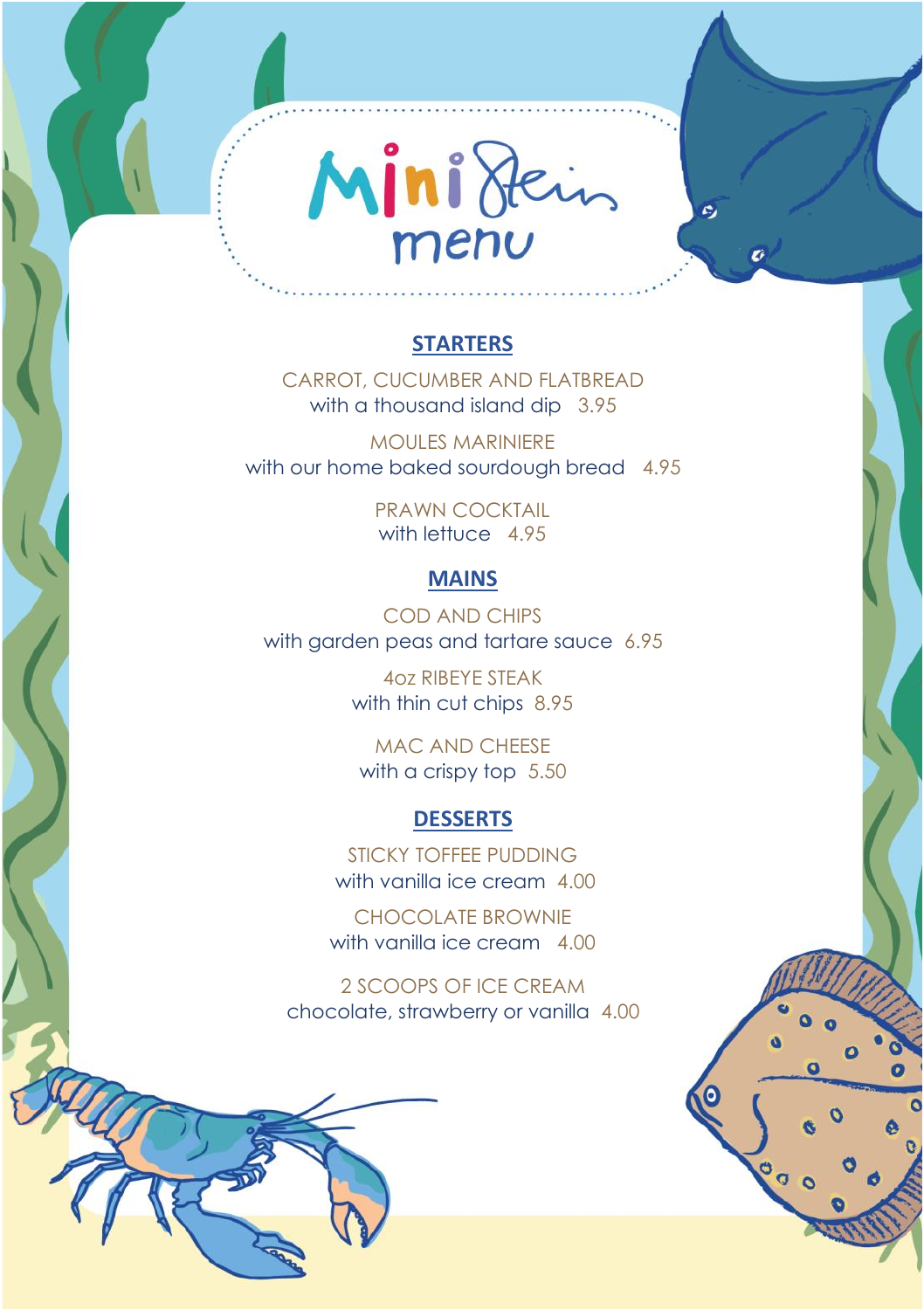# Mini Stein menu

## STARTERS

CARROT, CUCUMBER AND FLATBREAD
with a thousand island dip 3.95

MOULES MARINIERE
with our home baked sourdough bread 4.95

PRAWN COCKTAIL
with lettuce 4.95

## MAINS

COD AND CHIPS
with garden peas and tartare sauce 6.95

4oz RIBEYE STEAK
with thin cut chips 8.95

MAC AND CHEESE
with a crispy top 5.50

## DESSERTS

STICKY TOFFEE PUDDING
with vanilla ice cream 4.00

CHOCOLATE BROWNIE
with vanilla ice cream 4.00

2 SCOOPS OF ICE CREAM
chocolate, strawberry or vanilla 4.00